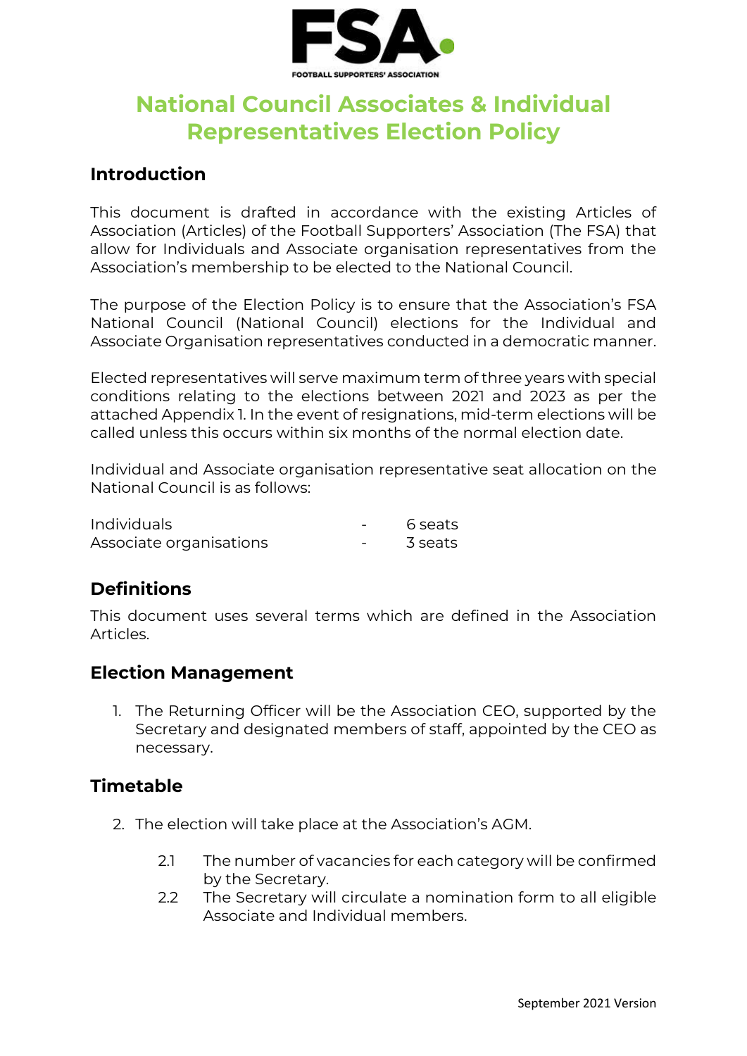# National Council Associates & Individual Representatives Election Policy

## Introduction

This document is drafted in accordance with the existing Articles of Association (Articles) of the Football Supporters' Association (The FSA) that allow for Individuals and Associate organisation representatives from the Association's membership to be elected to the National Council.

The purpose of the Election Policy is to ensure that the Association's FSA National Council (National Council) elections for the Individual and Associate Organisation representatives conducted in a democratic manner.

Elected representatives will serve maximum term of three years with special conditions relating to the elections between 2021 and 2023 as per the attached Appendix 1. In the event of resignations, mid-term elections will be called unless this occurs within six months of the normal election date.

Individual and Associate organisation representative seat allocation on the National Council is as follows:

| | | |
|---|---|---|
| Individuals | - | 6 seats |
| Associate organisations | - | 3 seats |

## Definitions

This document uses several terms which are defined in the Association Articles.

## Election Management

1. The Returning Officer will be the Association CEO, supported by the Secretary and designated members of staff, appointed by the CEO as necessary.

## Timetable

2. The election will take place at the Association's AGM.

   2.1 The number of vacancies for each category will be confirmed by the Secretary.

   2.2 The Secretary will circulate a nomination form to all eligible Associate and Individual members.

September 2021 Version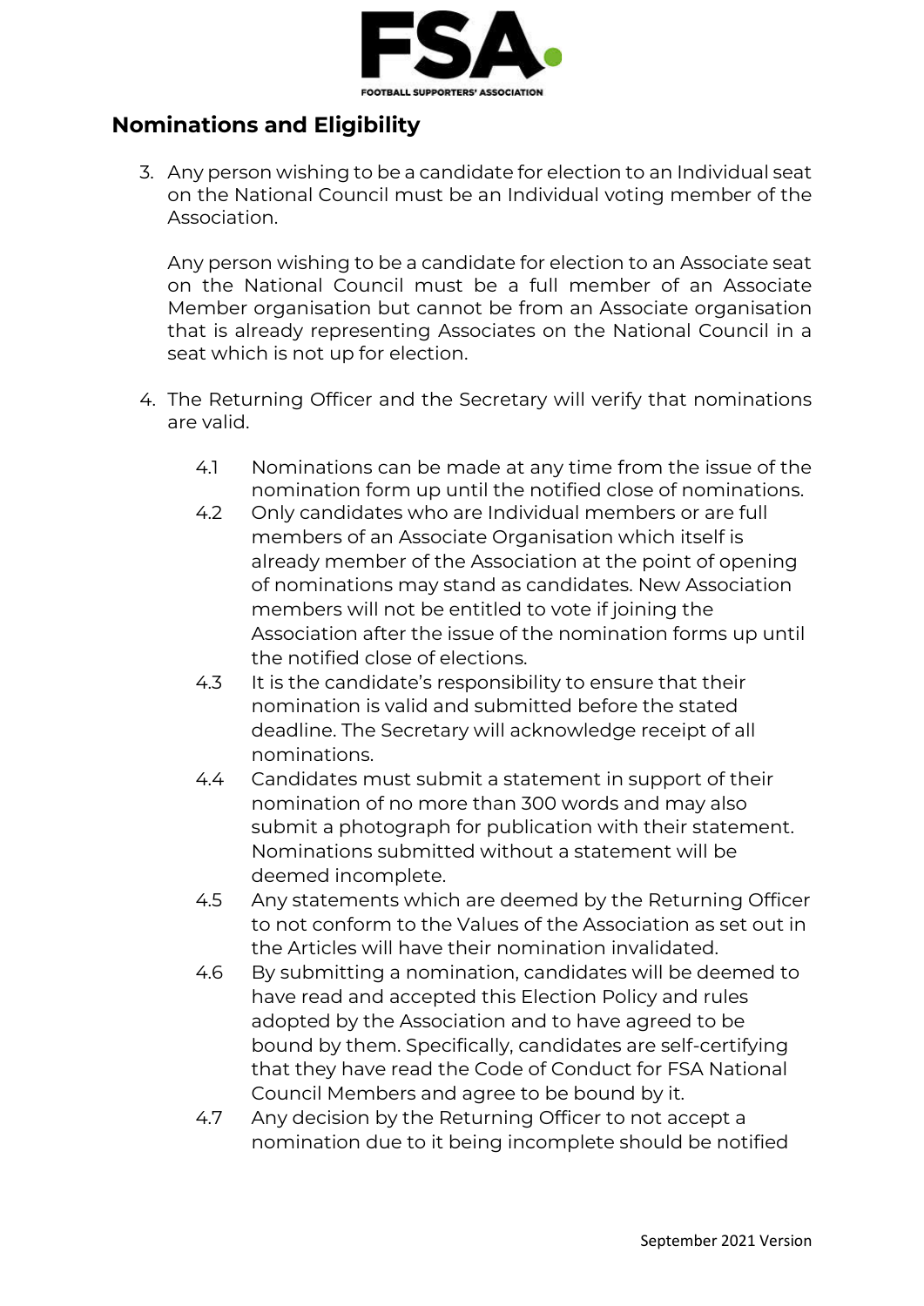## Nominations and Eligibility

3. Any person wishing to be a candidate for election to an Individual seat on the National Council must be an Individual voting member of the Association.

   Any person wishing to be a candidate for election to an Associate seat on the National Council must be a full member of an Associate Member organisation but cannot be from an Associate organisation that is already representing Associates on the National Council in a seat which is not up for election.

4. The Returning Officer and the Secretary will verify that nominations are valid.

   4.1 Nominations can be made at any time from the issue of the nomination form up until the notified close of nominations.

   4.2 Only candidates who are Individual members or are full members of an Associate Organisation which itself is already member of the Association at the point of opening of nominations may stand as candidates. New Association members will not be entitled to vote if joining the Association after the issue of the nomination forms up until the notified close of elections.

   4.3 It is the candidate's responsibility to ensure that their nomination is valid and submitted before the stated deadline. The Secretary will acknowledge receipt of all nominations.

   4.4 Candidates must submit a statement in support of their nomination of no more than 300 words and may also submit a photograph for publication with their statement. Nominations submitted without a statement will be deemed incomplete.

   4.5 Any statements which are deemed by the Returning Officer to not conform to the Values of the Association as set out in the Articles will have their nomination invalidated.

   4.6 By submitting a nomination, candidates will be deemed to have read and accepted this Election Policy and rules adopted by the Association and to have agreed to be bound by them. Specifically, candidates are self-certifying that they have read the Code of Conduct for FSA National Council Members and agree to be bound by it.

   4.7 Any decision by the Returning Officer to not accept a nomination due to it being incomplete should be notified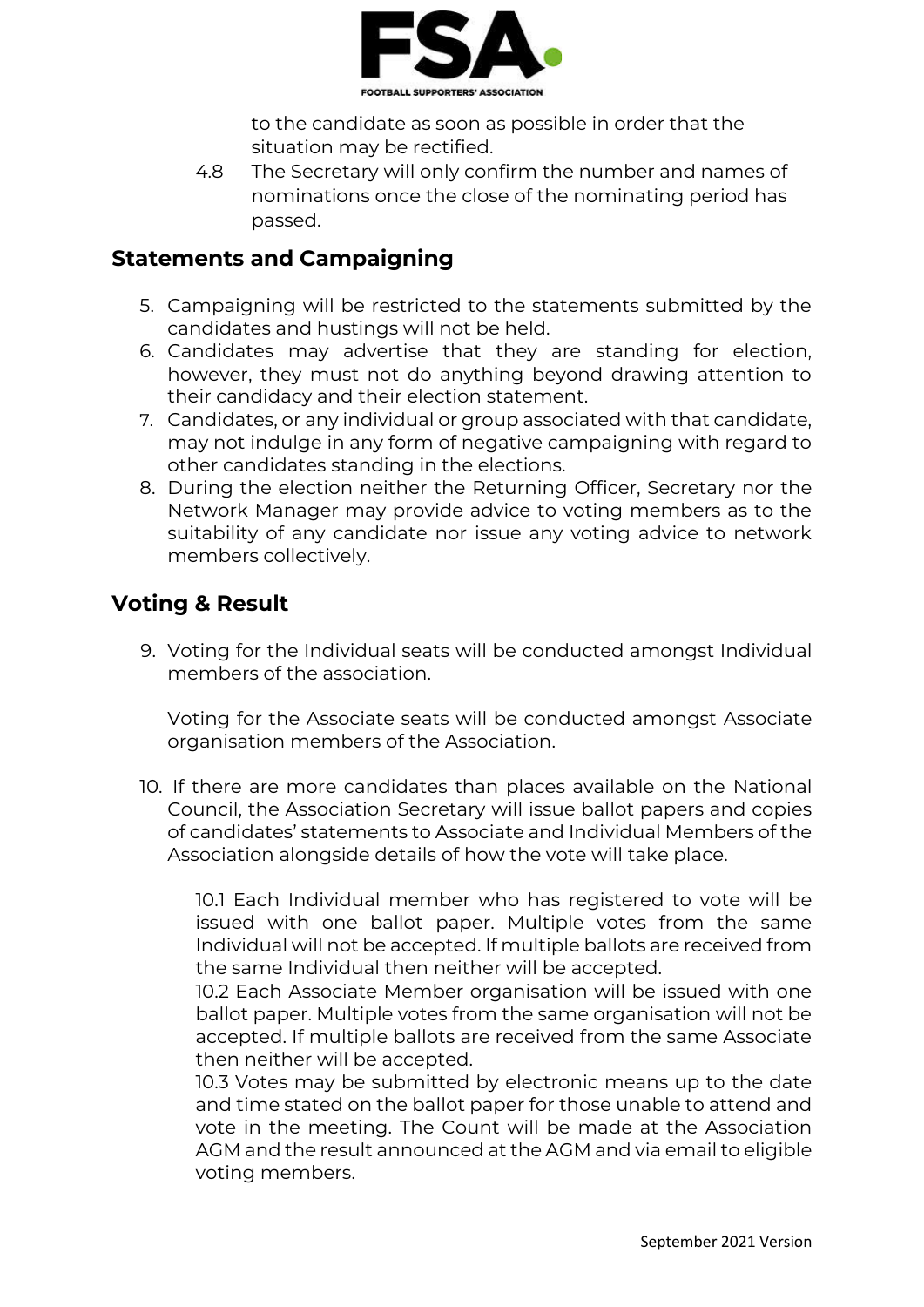to the candidate as soon as possible in order that the situation may be rectified.

4.8 The Secretary will only confirm the number and names of nominations once the close of the nominating period has passed.

## Statements and Campaigning

5. Campaigning will be restricted to the statements submitted by the candidates and hustings will not be held.
6. Candidates may advertise that they are standing for election, however, they must not do anything beyond drawing attention to their candidacy and their election statement.
7. Candidates, or any individual or group associated with that candidate, may not indulge in any form of negative campaigning with regard to other candidates standing in the elections.
8. During the election neither the Returning Officer, Secretary nor the Network Manager may provide advice to voting members as to the suitability of any candidate nor issue any voting advice to network members collectively.

## Voting & Result

9. Voting for the Individual seats will be conducted amongst Individual members of the association.

   Voting for the Associate seats will be conducted amongst Associate organisation members of the Association.

10. If there are more candidates than places available on the National Council, the Association Secretary will issue ballot papers and copies of candidates' statements to Associate and Individual Members of the Association alongside details of how the vote will take place.

    10.1 Each Individual member who has registered to vote will be issued with one ballot paper. Multiple votes from the same Individual will not be accepted. If multiple ballots are received from the same Individual then neither will be accepted.
    10.2 Each Associate Member organisation will be issued with one ballot paper. Multiple votes from the same organisation will not be accepted. If multiple ballots are received from the same Associate then neither will be accepted.
    10.3 Votes may be submitted by electronic means up to the date and time stated on the ballot paper for those unable to attend and vote in the meeting. The Count will be made at the Association AGM and the result announced at the AGM and via email to eligible voting members.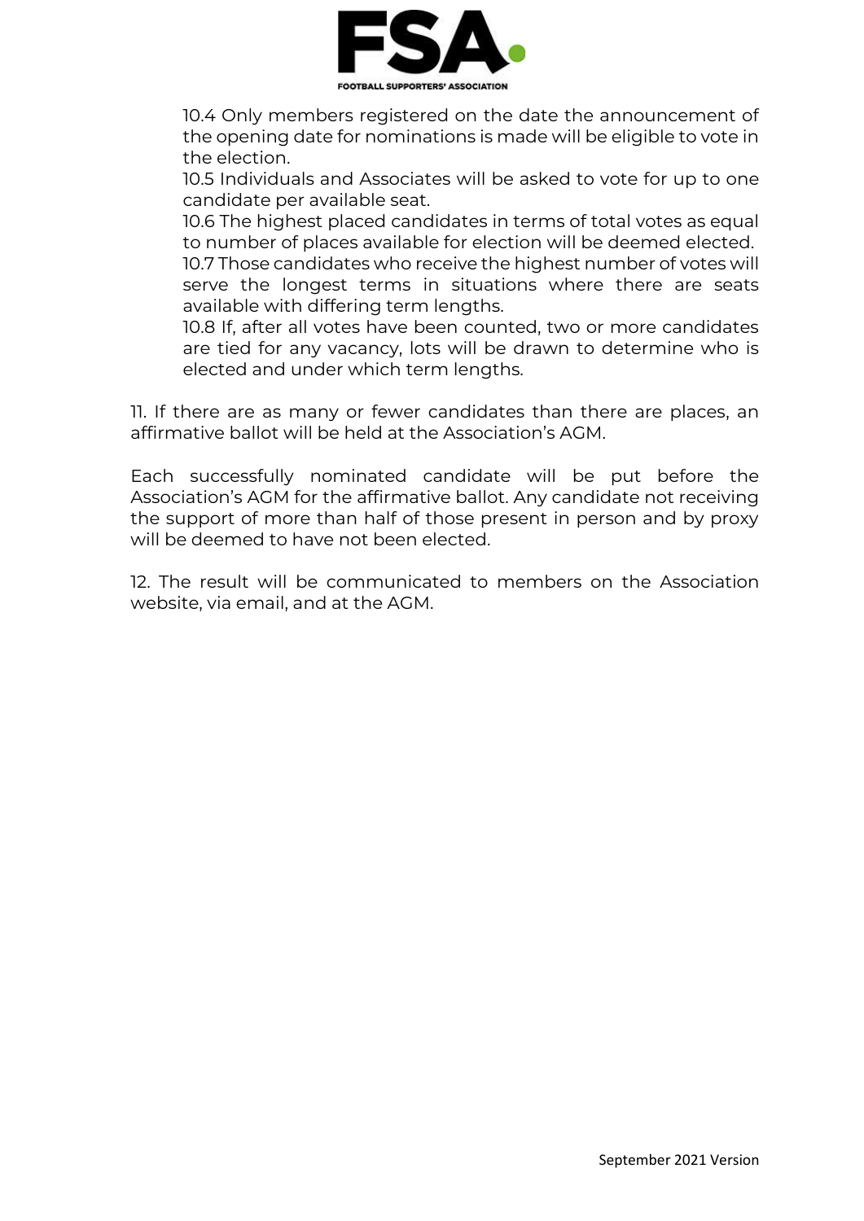10.4 Only members registered on the date the announcement of the opening date for nominations is made will be eligible to vote in the election.

10.5 Individuals and Associates will be asked to vote for up to one candidate per available seat.

10.6 The highest placed candidates in terms of total votes as equal to number of places available for election will be deemed elected.

10.7 Those candidates who receive the highest number of votes will serve the longest terms in situations where there are seats available with differing term lengths.

10.8 If, after all votes have been counted, two or more candidates are tied for any vacancy, lots will be drawn to determine who is elected and under which term lengths.

11. If there are as many or fewer candidates than there are places, an affirmative ballot will be held at the Association's AGM.

Each successfully nominated candidate will be put before the Association's AGM for the affirmative ballot. Any candidate not receiving the support of more than half of those present in person and by proxy will be deemed to have not been elected.

12. The result will be communicated to members on the Association website, via email, and at the AGM.